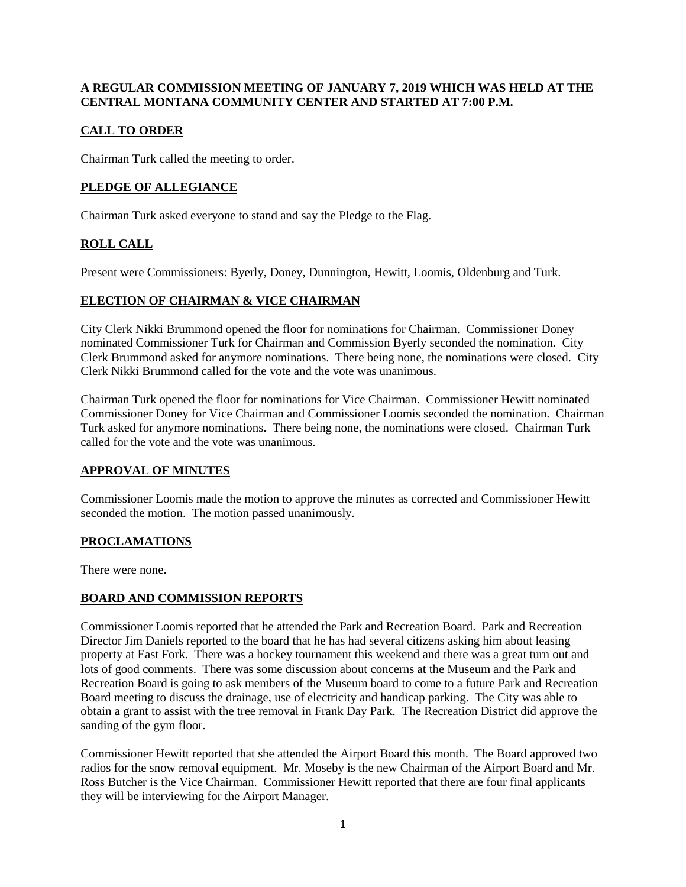**A REGULAR COMMISSION MEETING OF JANUARY 7, 2019 WHICH WAS HELD AT THE CENTRAL MONTANA COMMUNITY CENTER AND STARTED AT 7:00 P.M.**

## CALL TO ORDER

Chairman Turk called the meeting to order.

## PLEDGE OF ALLEGIANCE

Chairman Turk asked everyone to stand and say the Pledge to the Flag.

## ROLL CALL

Present were Commissioners: Byerly, Doney, Dunnington, Hewitt, Loomis, Oldenburg and Turk.

## ELECTION OF CHAIRMAN & VICE CHAIRMAN

City Clerk Nikki Brummond opened the floor for nominations for Chairman. Commissioner Doney nominated Commissioner Turk for Chairman and Commission Byerly seconded the nomination. City Clerk Brummond asked for anymore nominations. There being none, the nominations were closed. City Clerk Nikki Brummond called for the vote and the vote was unanimous.

Chairman Turk opened the floor for nominations for Vice Chairman. Commissioner Hewitt nominated Commissioner Doney for Vice Chairman and Commissioner Loomis seconded the nomination. Chairman Turk asked for anymore nominations. There being none, the nominations were closed. Chairman Turk called for the vote and the vote was unanimous.

## APPROVAL OF MINUTES

Commissioner Loomis made the motion to approve the minutes as corrected and Commissioner Hewitt seconded the motion. The motion passed unanimously.

## PROCLAMATIONS

There were none.

## BOARD AND COMMISSION REPORTS

Commissioner Loomis reported that he attended the Park and Recreation Board. Park and Recreation Director Jim Daniels reported to the board that he has had several citizens asking him about leasing property at East Fork. There was a hockey tournament this weekend and there was a great turn out and lots of good comments. There was some discussion about concerns at the Museum and the Park and Recreation Board is going to ask members of the Museum board to come to a future Park and Recreation Board meeting to discuss the drainage, use of electricity and handicap parking. The City was able to obtain a grant to assist with the tree removal in Frank Day Park. The Recreation District did approve the sanding of the gym floor.

Commissioner Hewitt reported that she attended the Airport Board this month. The Board approved two radios for the snow removal equipment. Mr. Moseby is the new Chairman of the Airport Board and Mr. Ross Butcher is the Vice Chairman. Commissioner Hewitt reported that there are four final applicants they will be interviewing for the Airport Manager.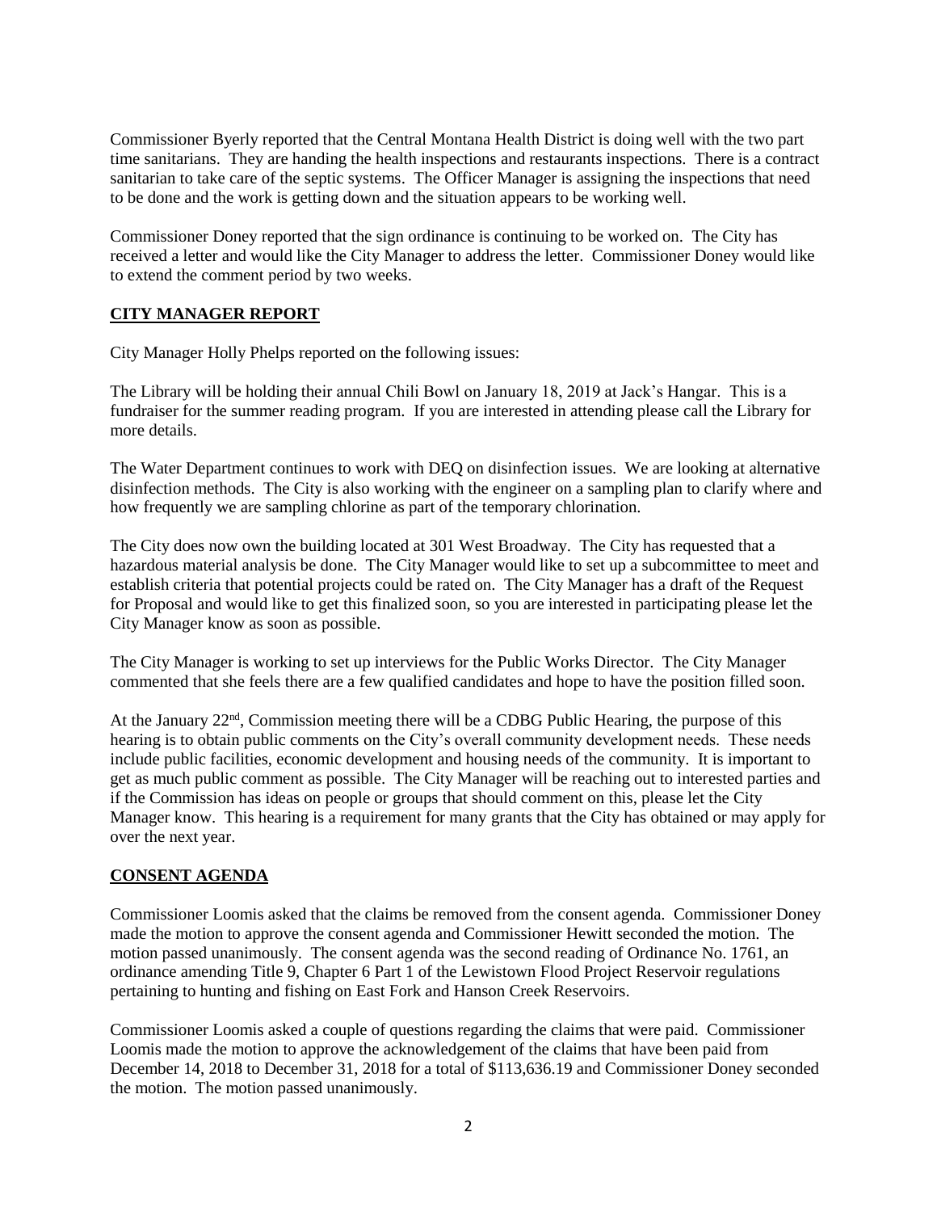Commissioner Byerly reported that the Central Montana Health District is doing well with the two part time sanitarians. They are handing the health inspections and restaurants inspections. There is a contract sanitarian to take care of the septic systems. The Officer Manager is assigning the inspections that need to be done and the work is getting down and the situation appears to be working well.

Commissioner Doney reported that the sign ordinance is continuing to be worked on. The City has received a letter and would like the City Manager to address the letter. Commissioner Doney would like to extend the comment period by two weeks.

## CITY MANAGER REPORT

City Manager Holly Phelps reported on the following issues:

The Library will be holding their annual Chili Bowl on January 18, 2019 at Jack's Hangar. This is a fundraiser for the summer reading program. If you are interested in attending please call the Library for more details.

The Water Department continues to work with DEQ on disinfection issues. We are looking at alternative disinfection methods. The City is also working with the engineer on a sampling plan to clarify where and how frequently we are sampling chlorine as part of the temporary chlorination.

The City does now own the building located at 301 West Broadway. The City has requested that a hazardous material analysis be done. The City Manager would like to set up a subcommittee to meet and establish criteria that potential projects could be rated on. The City Manager has a draft of the Request for Proposal and would like to get this finalized soon, so you are interested in participating please let the City Manager know as soon as possible.

The City Manager is working to set up interviews for the Public Works Director. The City Manager commented that she feels there are a few qualified candidates and hope to have the position filled soon.

At the January 22nd, Commission meeting there will be a CDBG Public Hearing, the purpose of this hearing is to obtain public comments on the City's overall community development needs. These needs include public facilities, economic development and housing needs of the community. It is important to get as much public comment as possible. The City Manager will be reaching out to interested parties and if the Commission has ideas on people or groups that should comment on this, please let the City Manager know. This hearing is a requirement for many grants that the City has obtained or may apply for over the next year.

## CONSENT AGENDA

Commissioner Loomis asked that the claims be removed from the consent agenda. Commissioner Doney made the motion to approve the consent agenda and Commissioner Hewitt seconded the motion. The motion passed unanimously. The consent agenda was the second reading of Ordinance No. 1761, an ordinance amending Title 9, Chapter 6 Part 1 of the Lewistown Flood Project Reservoir regulations pertaining to hunting and fishing on East Fork and Hanson Creek Reservoirs.

Commissioner Loomis asked a couple of questions regarding the claims that were paid. Commissioner Loomis made the motion to approve the acknowledgement of the claims that have been paid from December 14, 2018 to December 31, 2018 for a total of $113,636.19 and Commissioner Doney seconded the motion. The motion passed unanimously.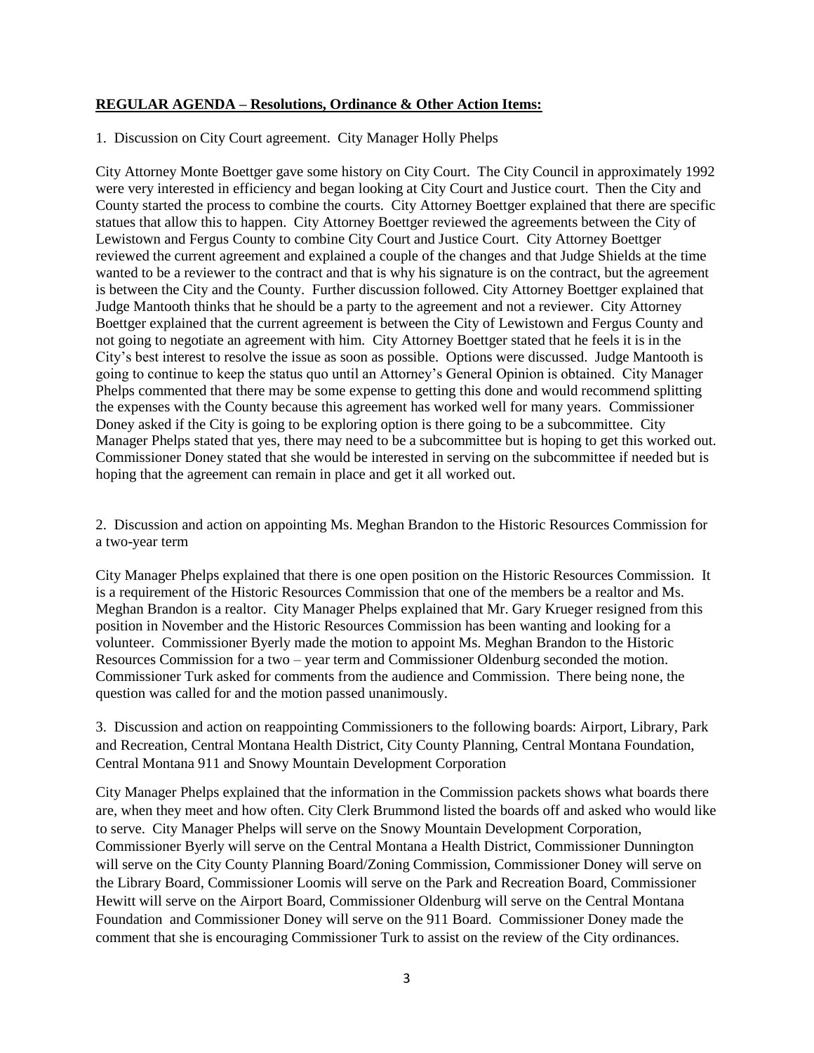**REGULAR AGENDA – Resolutions, Ordinance & Other Action Items:**

1. Discussion on City Court agreement. City Manager Holly Phelps

City Attorney Monte Boettger gave some history on City Court. The City Council in approximately 1992 were very interested in efficiency and began looking at City Court and Justice court. Then the City and County started the process to combine the courts. City Attorney Boettger explained that there are specific statues that allow this to happen. City Attorney Boettger reviewed the agreements between the City of Lewistown and Fergus County to combine City Court and Justice Court. City Attorney Boettger reviewed the current agreement and explained a couple of the changes and that Judge Shields at the time wanted to be a reviewer to the contract and that is why his signature is on the contract, but the agreement is between the City and the County. Further discussion followed. City Attorney Boettger explained that Judge Mantooth thinks that he should be a party to the agreement and not a reviewer. City Attorney Boettger explained that the current agreement is between the City of Lewistown and Fergus County and not going to negotiate an agreement with him. City Attorney Boettger stated that he feels it is in the City's best interest to resolve the issue as soon as possible. Options were discussed. Judge Mantooth is going to continue to keep the status quo until an Attorney's General Opinion is obtained. City Manager Phelps commented that there may be some expense to getting this done and would recommend splitting the expenses with the County because this agreement has worked well for many years. Commissioner Doney asked if the City is going to be exploring option is there going to be a subcommittee. City Manager Phelps stated that yes, there may need to be a subcommittee but is hoping to get this worked out. Commissioner Doney stated that she would be interested in serving on the subcommittee if needed but is hoping that the agreement can remain in place and get it all worked out.

2. Discussion and action on appointing Ms. Meghan Brandon to the Historic Resources Commission for a two-year term

City Manager Phelps explained that there is one open position on the Historic Resources Commission. It is a requirement of the Historic Resources Commission that one of the members be a realtor and Ms. Meghan Brandon is a realtor. City Manager Phelps explained that Mr. Gary Krueger resigned from this position in November and the Historic Resources Commission has been wanting and looking for a volunteer. Commissioner Byerly made the motion to appoint Ms. Meghan Brandon to the Historic Resources Commission for a two – year term and Commissioner Oldenburg seconded the motion. Commissioner Turk asked for comments from the audience and Commission. There being none, the question was called for and the motion passed unanimously.

3. Discussion and action on reappointing Commissioners to the following boards: Airport, Library, Park and Recreation, Central Montana Health District, City County Planning, Central Montana Foundation, Central Montana 911 and Snowy Mountain Development Corporation

City Manager Phelps explained that the information in the Commission packets shows what boards there are, when they meet and how often. City Clerk Brummond listed the boards off and asked who would like to serve. City Manager Phelps will serve on the Snowy Mountain Development Corporation, Commissioner Byerly will serve on the Central Montana a Health District, Commissioner Dunnington will serve on the City County Planning Board/Zoning Commission, Commissioner Doney will serve on the Library Board, Commissioner Loomis will serve on the Park and Recreation Board, Commissioner Hewitt will serve on the Airport Board, Commissioner Oldenburg will serve on the Central Montana Foundation and Commissioner Doney will serve on the 911 Board. Commissioner Doney made the comment that she is encouraging Commissioner Turk to assist on the review of the City ordinances.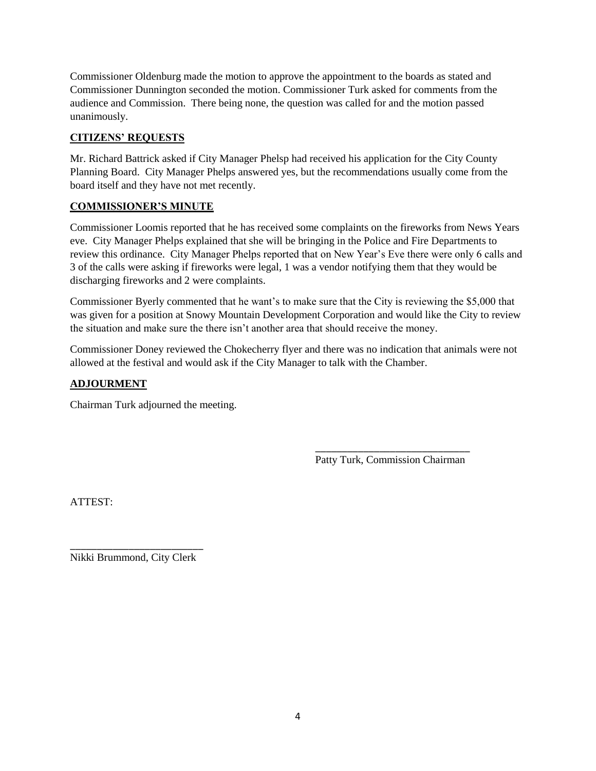Commissioner Oldenburg made the motion to approve the appointment to the boards as stated and Commissioner Dunnington seconded the motion. Commissioner Turk asked for comments from the audience and Commission. There being none, the question was called for and the motion passed unanimously.

## CITIZENS' REQUESTS

Mr. Richard Battrick asked if City Manager Phelsp had received his application for the City County Planning Board. City Manager Phelps answered yes, but the recommendations usually come from the board itself and they have not met recently.

## COMMISSIONER'S MINUTE

Commissioner Loomis reported that he has received some complaints on the fireworks from News Years eve. City Manager Phelps explained that she will be bringing in the Police and Fire Departments to review this ordinance. City Manager Phelps reported that on New Year's Eve there were only 6 calls and 3 of the calls were asking if fireworks were legal, 1 was a vendor notifying them that they would be discharging fireworks and 2 were complaints.

Commissioner Byerly commented that he want's to make sure that the City is reviewing the $5,000 that was given for a position at Snowy Mountain Development Corporation and would like the City to review the situation and make sure the there isn't another area that should receive the money.

Commissioner Doney reviewed the Chokecherry flyer and there was no indication that animals were not allowed at the festival and would ask if the City Manager to talk with the Chamber.

## ADJOURMENT

Chairman Turk adjourned the meeting.

\_\_\_\_\_\_\_\_\_\_\_\_\_\_\_\_\_\_\_\_\_\_\_\_\_\_\_\_
Patty Turk, Commission Chairman

ATTEST:

\_\_\_\_\_\_\_\_\_\_\_\_\_\_\_\_\_\_\_\_\_\_\_\_\_
Nikki Brummond, City Clerk